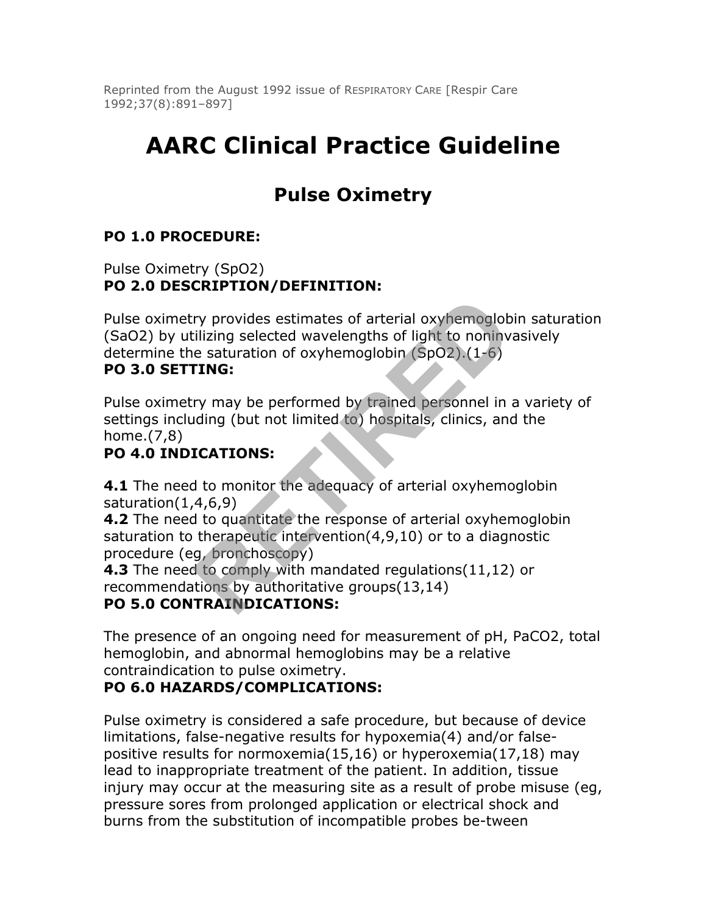Reprinted from the August 1992 issue of RESPIRATORY CARE [Respir Care 1992;37(8):891–897]

# AARC Clinical Practice Guideline

## Pulse Oximetry

**PO 1.0 PROCEDURE:**

Pulse Oximetry ($SpO_2$)

**PO 2.0 DESCRIPTION/DEFINITION:**

Pulse oximetry provides estimates of arterial oxyhemoglobin saturation ($SaO_2$) by utilizing selected wavelengths of light to noninvasively determine the saturation of oxyhemoglobin ($SpO_2$).(1-6)

**PO 3.0 SETTING:**

Pulse oximetry may be performed by trained personnel in a variety of settings including (but not limited to) hospitals, clinics, and the home.(7,8)

**PO 4.0 INDICATIONS:**

**4.1** The need to monitor the adequacy of arterial oxyhemoglobin saturation(1,4,6,9)

**4.2** The need to quantitate the response of arterial oxyhemoglobin saturation to therapeutic intervention(4,9,10) or to a diagnostic procedure (eg, bronchoscopy)

**4.3** The need to comply with mandated regulations(11,12) or recommendations by authoritative groups(13,14)

**PO 5.0 CONTRAINDICATIONS:**

The presence of an ongoing need for measurement of pH, $PaCO_2$, total hemoglobin, and abnormal hemoglobins may be a relative contraindication to pulse oximetry.

**PO 6.0 HAZARDS/COMPLICATIONS:**

Pulse oximetry is considered a safe procedure, but because of device limitations, false-negative results for hypoxemia(4) and/or false-positive results for normoxemia(15,16) or hyperoxemia(17,18) may lead to inappropriate treatment of the patient. In addition, tissue injury may occur at the measuring site as a result of probe misuse (eg, pressure sores from prolonged application or electrical shock and burns from the substitution of incompatible probes be-tween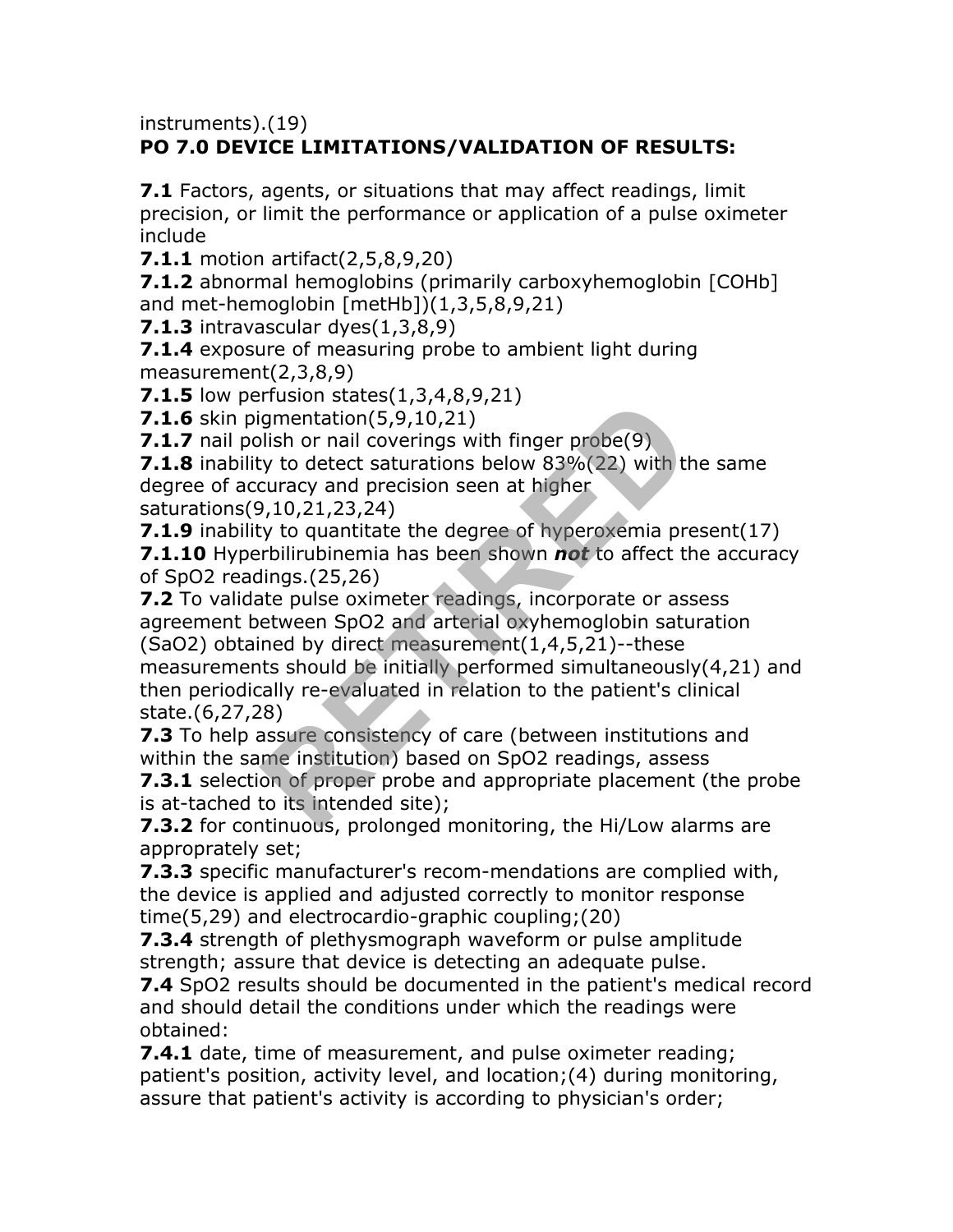instruments).(19)

**PO 7.0 DEVICE LIMITATIONS/VALIDATION OF RESULTS:**

**7.1** Factors, agents, or situations that may affect readings, limit precision, or limit the performance or application of a pulse oximeter include

**7.1.1** motion artifact(2,5,8,9,20)

**7.1.2** abnormal hemoglobins (primarily carboxyhemoglobin [COHb] and met-hemoglobin [metHb])(1,3,5,8,9,21)

**7.1.3** intravascular dyes(1,3,8,9)

**7.1.4** exposure of measuring probe to ambient light during measurement(2,3,8,9)

**7.1.5** low perfusion states(1,3,4,8,9,21)

**7.1.6** skin pigmentation(5,9,10,21)

**7.1.7** nail polish or nail coverings with finger probe(9)

**7.1.8** inability to detect saturations below 83%(22) with the same degree of accuracy and precision seen at higher saturations(9,10,21,23,24)

**7.1.9** inability to quantitate the degree of hyperoxemia present(17)

**7.1.10** Hyperbilirubinemia has been shown ***not*** to affect the accuracy of $SpO_2$ readings.(25,26)

**7.2** To validate pulse oximeter readings, incorporate or assess agreement between $SpO_2$ and arterial oxyhemoglobin saturation ($SaO_2$) obtained by direct measurement(1,4,5,21)--these measurements should be initially performed simultaneously(4,21) and then periodically re-evaluated in relation to the patient's clinical state.(6,27,28)

**7.3** To help assure consistency of care (between institutions and within the same institution) based on $SpO_2$ readings, assess

**7.3.1** selection of proper probe and appropriate placement (the probe is at-tached to its intended site);

**7.3.2** for continuous, prolonged monitoring, the Hi/Low alarms are appropriately set;

**7.3.3** specific manufacturer's recom-mendations are complied with, the device is applied and adjusted correctly to monitor response time(5,29) and electrocardio-graphic coupling;(20)

**7.3.4** strength of plethysmograph waveform or pulse amplitude strength; assure that device is detecting an adequate pulse.

**7.4** $SpO_2$ results should be documented in the patient's medical record and should detail the conditions under which the readings were obtained:

**7.4.1** date, time of measurement, and pulse oximeter reading; patient's position, activity level, and location;(4) during monitoring, assure that patient's activity is according to physician's order;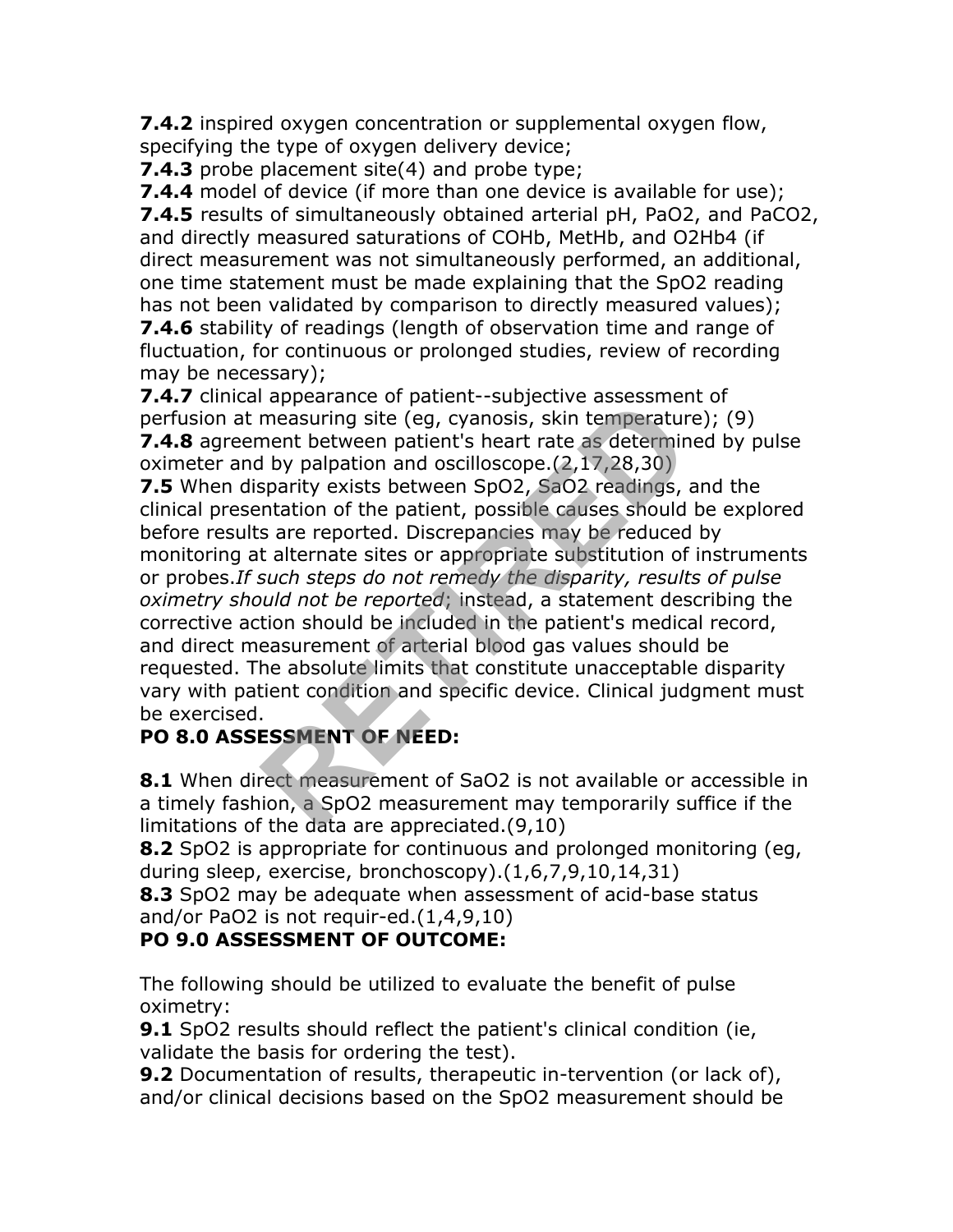**7.4.2** inspired oxygen concentration or supplemental oxygen flow, specifying the type of oxygen delivery device;

**7.4.3** probe placement site(4) and probe type;

**7.4.4** model of device (if more than one device is available for use);

**7.4.5** results of simultaneously obtained arterial pH, $PaO_2$, and $PaCO_2$, and directly measured saturations of COHb, MetHb, and $O_2Hb_4$ (if direct measurement was not simultaneously performed, an additional, one time statement must be made explaining that the $SpO_2$ reading has not been validated by comparison to directly measured values);

**7.4.6** stability of readings (length of observation time and range of fluctuation, for continuous or prolonged studies, review of recording may be necessary);

**7.4.7** clinical appearance of patient--subjective assessment of perfusion at measuring site (eg, cyanosis, skin temperature); (9)

**7.4.8** agreement between patient's heart rate as determined by pulse oximeter and by palpation and oscilloscope.(2,17,28,30)

**7.5** When disparity exists between $SpO_2$, $SaO_2$ readings, and the clinical presentation of the patient, possible causes should be explored before results are reported. Discrepancies may be reduced by monitoring at alternate sites or appropriate substitution of instruments or probes.*If such steps do not remedy the disparity, results of pulse oximetry should not be reported*; instead, a statement describing the corrective action should be included in the patient's medical record, and direct measurement of arterial blood gas values should be requested. The absolute limits that constitute unacceptable disparity vary with patient condition and specific device. Clinical judgment must be exercised.

## PO 8.0 ASSESSMENT OF NEED:

**8.1** When direct measurement of $SaO_2$ is not available or accessible in a timely fashion, a $SpO_2$ measurement may temporarily suffice if the limitations of the data are appreciated.(9,10)

**8.2** $SpO_2$ is appropriate for continuous and prolonged monitoring (eg, during sleep, exercise, bronchoscopy).(1,6,7,9,10,14,31)

**8.3** $SpO_2$ may be adequate when assessment of acid-base status and/or $PaO_2$ is not requir-ed.(1,4,9,10)

## PO 9.0 ASSESSMENT OF OUTCOME:

The following should be utilized to evaluate the benefit of pulse oximetry:

**9.1** $SpO_2$ results should reflect the patient's clinical condition (ie, validate the basis for ordering the test).

**9.2** Documentation of results, therapeutic in-tervention (or lack of), and/or clinical decisions based on the $SpO_2$ measurement should be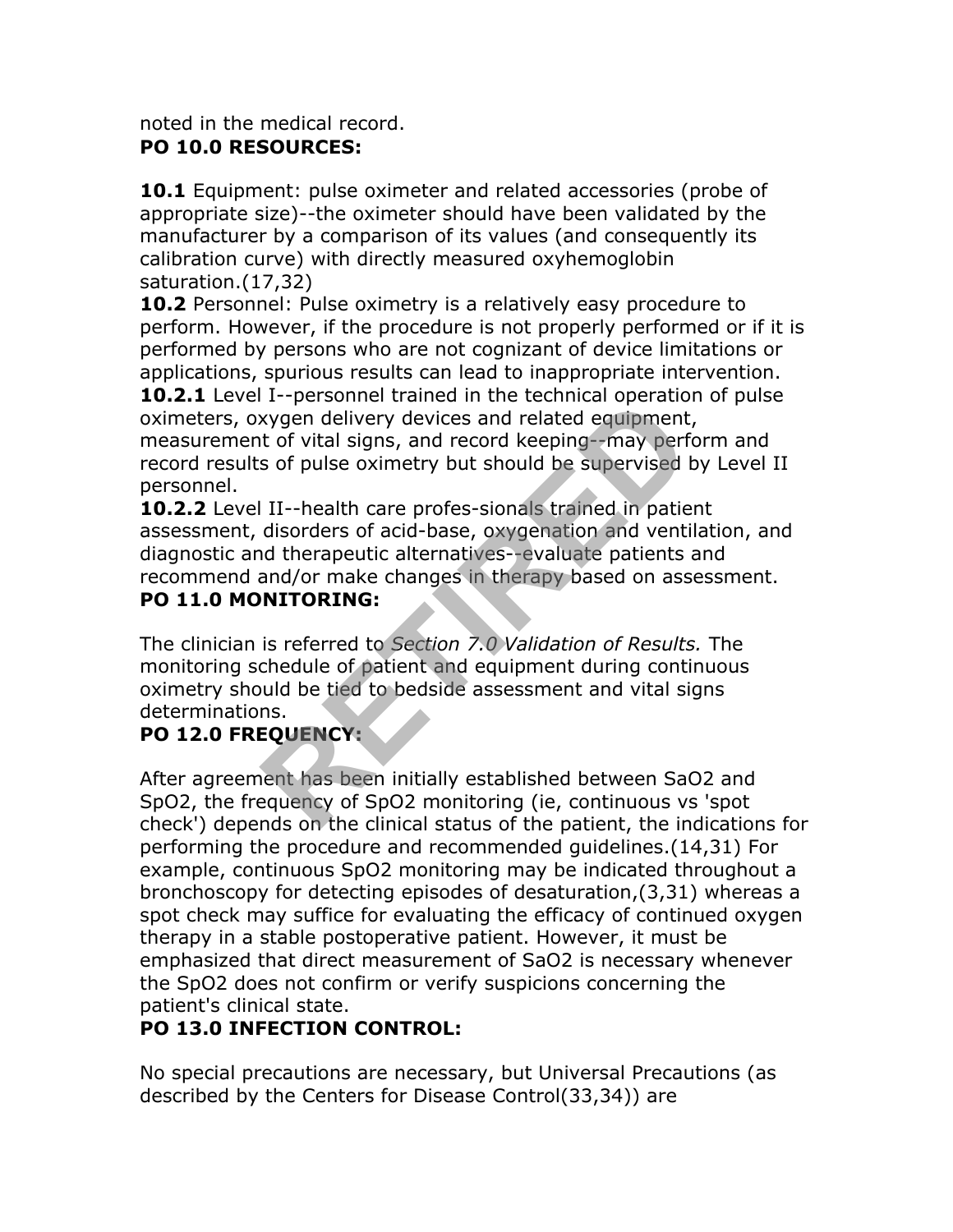noted in the medical record.

**PO 10.0 RESOURCES:**

**10.1** Equipment: pulse oximeter and related accessories (probe of appropriate size)--the oximeter should have been validated by the manufacturer by a comparison of its values (and consequently its calibration curve) with directly measured oxyhemoglobin saturation.(17,32)

**10.2** Personnel: Pulse oximetry is a relatively easy procedure to perform. However, if the procedure is not properly performed or if it is performed by persons who are not cognizant of device limitations or applications, spurious results can lead to inappropriate intervention.

**10.2.1** Level I--personnel trained in the technical operation of pulse oximeters, oxygen delivery devices and related equipment, measurement of vital signs, and record keeping--may perform and record results of pulse oximetry but should be supervised by Level II personnel.

**10.2.2** Level II--health care profes-sionals trained in patient assessment, disorders of acid-base, oxygenation and ventilation, and diagnostic and therapeutic alternatives--evaluate patients and recommend and/or make changes in therapy based on assessment.

**PO 11.0 MONITORING:**

The clinician is referred to *Section 7.0 Validation of Results.* The monitoring schedule of patient and equipment during continuous oximetry should be tied to bedside assessment and vital signs determinations.

**PO 12.0 FREQUENCY:**

After agreement has been initially established between $SaO_2$ and $SpO_2$, the frequency of $SpO_2$ monitoring (ie, continuous vs 'spot check') depends on the clinical status of the patient, the indications for performing the procedure and recommended guidelines.(14,31) For example, continuous $SpO_2$ monitoring may be indicated throughout a bronchoscopy for detecting episodes of desaturation,(3,31) whereas a spot check may suffice for evaluating the efficacy of continued oxygen therapy in a stable postoperative patient. However, it must be emphasized that direct measurement of $SaO_2$ is necessary whenever the $SpO_2$ does not confirm or verify suspicions concerning the patient's clinical state.

**PO 13.0 INFECTION CONTROL:**

No special precautions are necessary, but Universal Precautions (as described by the Centers for Disease Control(33,34)) are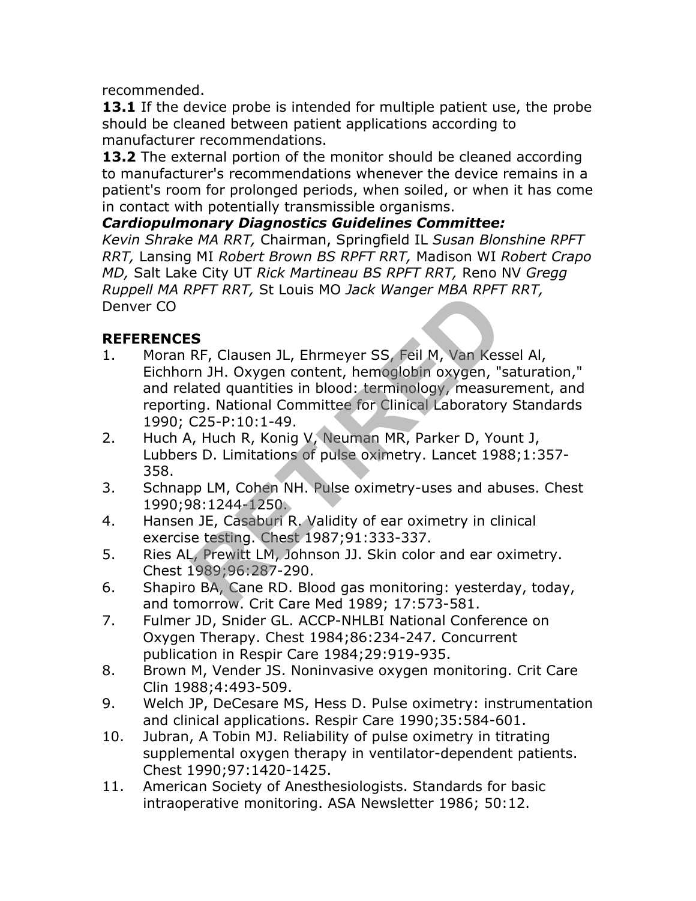recommended.

**13.1** If the device probe is intended for multiple patient use, the probe should be cleaned between patient applications according to manufacturer recommendations.

**13.2** The external portion of the monitor should be cleaned according to manufacturer's recommendations whenever the device remains in a patient's room for prolonged periods, when soiled, or when it has come in contact with potentially transmissible organisms.

***Cardiopulmonary Diagnostics Guidelines Committee:***

*Kevin Shrake MA RRT,* Chairman, Springfield IL *Susan Blonshine RPFT RRT,* Lansing MI *Robert Brown BS RPFT RRT,* Madison WI *Robert Crapo MD,* Salt Lake City UT *Rick Martineau BS RPFT RRT,* Reno NV *Gregg Ruppell MA RPFT RRT,* St Louis MO *Jack Wanger MBA RPFT RRT,* Denver CO

**REFERENCES**

1. Moran RF, Clausen JL, Ehrmeyer SS, Feil M, Van Kessel Al, Eichhorn JH. Oxygen content, hemoglobin oxygen, "saturation," and related quantities in blood: terminology, measurement, and reporting. National Committee for Clinical Laboratory Standards 1990; C25-P:10:1-49.
2. Huch A, Huch R, Konig V, Neuman MR, Parker D, Yount J, Lubbers D. Limitations of pulse oximetry. Lancet 1988;1:357-358.
3. Schnapp LM, Cohen NH. Pulse oximetry-uses and abuses. Chest 1990;98:1244-1250.
4. Hansen JE, Casaburi R. Validity of ear oximetry in clinical exercise testing. Chest 1987;91:333-337.
5. Ries AL, Prewitt LM, Johnson JJ. Skin color and ear oximetry. Chest 1989;96:287-290.
6. Shapiro BA, Cane RD. Blood gas monitoring: yesterday, today, and tomorrow. Crit Care Med 1989; 17:573-581.
7. Fulmer JD, Snider GL. ACCP-NHLBI National Conference on Oxygen Therapy. Chest 1984;86:234-247. Concurrent publication in Respir Care 1984;29:919-935.
8. Brown M, Vender JS. Noninvasive oxygen monitoring. Crit Care Clin 1988;4:493-509.
9. Welch JP, DeCesare MS, Hess D. Pulse oximetry: instrumentation and clinical applications. Respir Care 1990;35:584-601.
10. Jubran, A Tobin MJ. Reliability of pulse oximetry in titrating supplemental oxygen therapy in ventilator-dependent patients. Chest 1990;97:1420-1425.
11. American Society of Anesthesiologists. Standards for basic intraoperative monitoring. ASA Newsletter 1986; 50:12.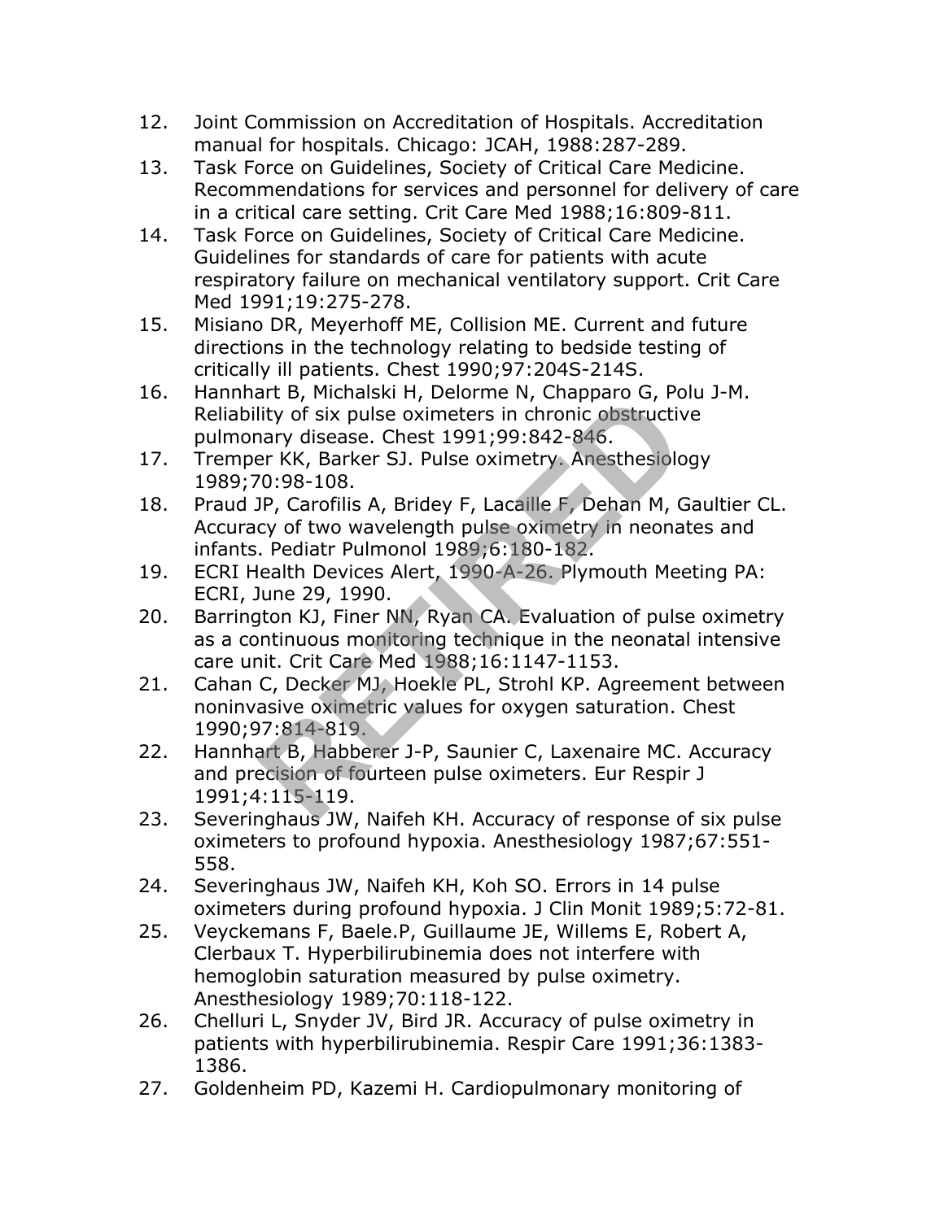12. Joint Commission on Accreditation of Hospitals. Accreditation manual for hospitals. Chicago: JCAH, 1988:287-289.
13. Task Force on Guidelines, Society of Critical Care Medicine. Recommendations for services and personnel for delivery of care in a critical care setting. Crit Care Med 1988;16:809-811.
14. Task Force on Guidelines, Society of Critical Care Medicine. Guidelines for standards of care for patients with acute respiratory failure on mechanical ventilatory support. Crit Care Med 1991;19:275-278.
15. Misiano DR, Meyerhoff ME, Collision ME. Current and future directions in the technology relating to bedside testing of critically ill patients. Chest 1990;97:204S-214S.
16. Hannhart B, Michalski H, Delorme N, Chapparo G, Polu J-M. Reliability of six pulse oximeters in chronic obstructive pulmonary disease. Chest 1991;99:842-846.
17. Tremper KK, Barker SJ. Pulse oximetry. Anesthesiology 1989;70:98-108.
18. Praud JP, Carofilis A, Bridey F, Lacaille F, Dehan M, Gaultier CL. Accuracy of two wavelength pulse oximetry in neonates and infants. Pediatr Pulmonol 1989;6:180-182.
19. ECRI Health Devices Alert, 1990-A-26. Plymouth Meeting PA: ECRI, June 29, 1990.
20. Barrington KJ, Finer NN, Ryan CA. Evaluation of pulse oximetry as a continuous monitoring technique in the neonatal intensive care unit. Crit Care Med 1988;16:1147-1153.
21. Cahan C, Decker MJ, Hoekle PL, Strohl KP. Agreement between noninvasive oximetric values for oxygen saturation. Chest 1990;97:814-819.
22. Hannhart B, Habberer J-P, Saunier C, Laxenaire MC. Accuracy and precision of fourteen pulse oximeters. Eur Respir J 1991;4:115-119.
23. Severinghaus JW, Naifeh KH. Accuracy of response of six pulse oximeters to profound hypoxia. Anesthesiology 1987;67:551-558.
24. Severinghaus JW, Naifeh KH, Koh SO. Errors in 14 pulse oximeters during profound hypoxia. J Clin Monit 1989;5:72-81.
25. Veyckemans F, Baele.P, Guillaume JE, Willems E, Robert A, Clerbaux T. Hyperbilirubinemia does not interfere with hemoglobin saturation measured by pulse oximetry. Anesthesiology 1989;70:118-122.
26. Chelluri L, Snyder JV, Bird JR. Accuracy of pulse oximetry in patients with hyperbilirubinemia. Respir Care 1991;36:1383-1386.
27. Goldenheim PD, Kazemi H. Cardiopulmonary monitoring of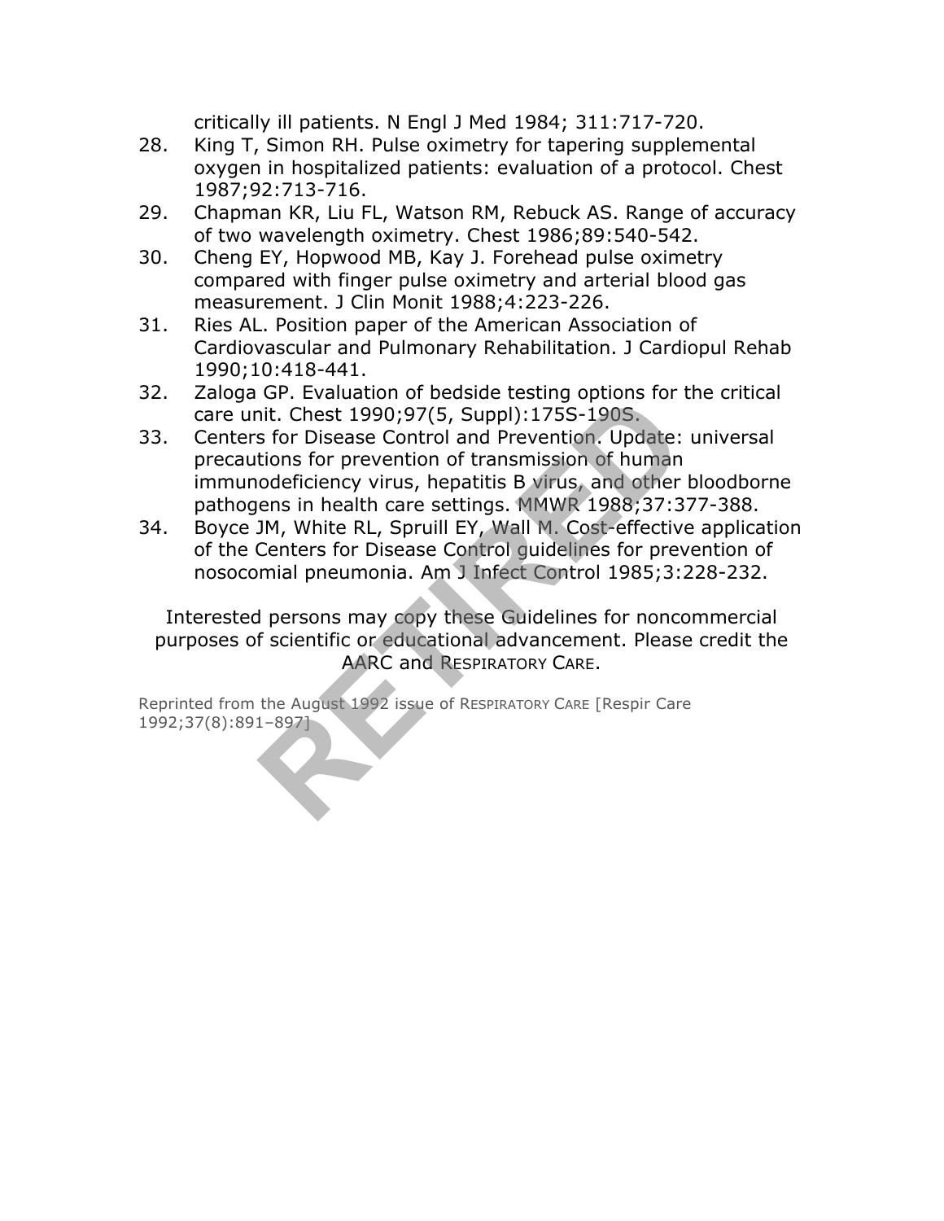critically ill patients. N Engl J Med 1984; 311:717-720.

28. King T, Simon RH. Pulse oximetry for tapering supplemental oxygen in hospitalized patients: evaluation of a protocol. Chest 1987;92:713-716.
29. Chapman KR, Liu FL, Watson RM, Rebuck AS. Range of accuracy of two wavelength oximetry. Chest 1986;89:540-542.
30. Cheng EY, Hopwood MB, Kay J. Forehead pulse oximetry compared with finger pulse oximetry and arterial blood gas measurement. J Clin Monit 1988;4:223-226.
31. Ries AL. Position paper of the American Association of Cardiovascular and Pulmonary Rehabilitation. J Cardiopul Rehab 1990;10:418-441.
32. Zaloga GP. Evaluation of bedside testing options for the critical care unit. Chest 1990;97(5, Suppl):175S-190S.
33. Centers for Disease Control and Prevention. Update: universal precautions for prevention of transmission of human immunodeficiency virus, hepatitis B virus, and other bloodborne pathogens in health care settings. MMWR 1988;37:377-388.
34. Boyce JM, White RL, Spruill EY, Wall M. Cost-effective application of the Centers for Disease Control guidelines for prevention of nosocomial pneumonia. Am J Infect Control 1985;3:228-232.

Interested persons may copy these Guidelines for noncommercial purposes of scientific or educational advancement. Please credit the AARC and RESPIRATORY CARE.

Reprinted from the August 1992 issue of RESPIRATORY CARE [Respir Care 1992;37(8):891–897]

RETIRED